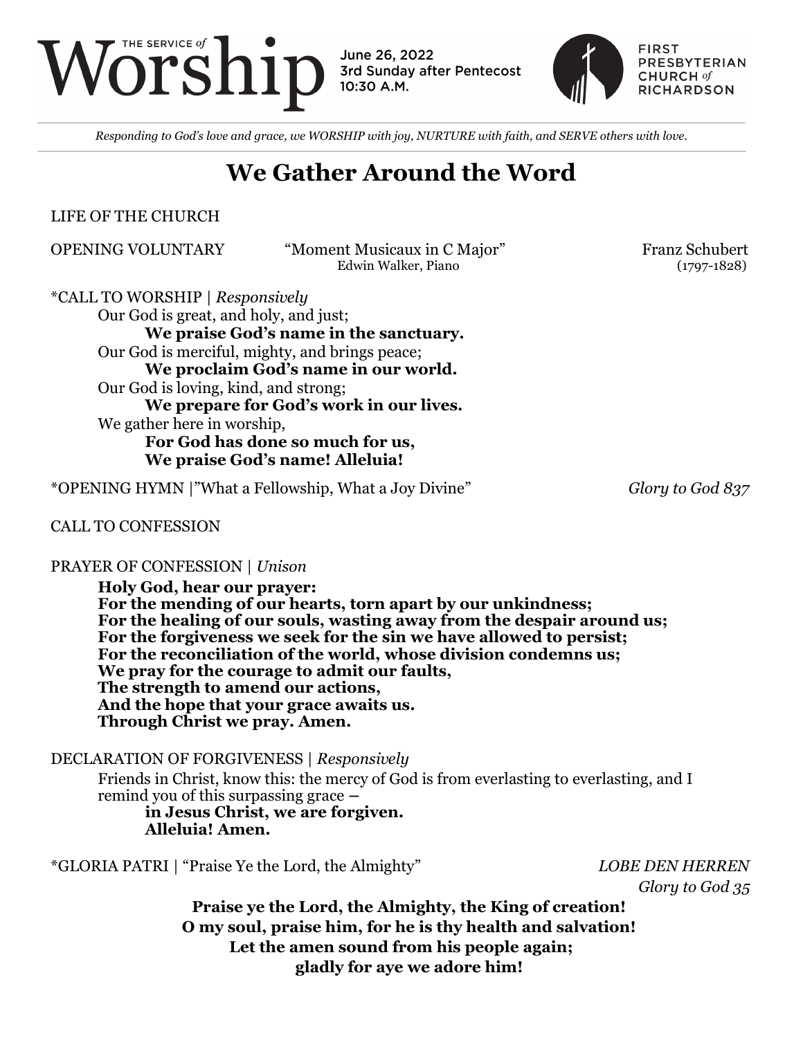THE SERVICE of **Worship**

June 26, 2022
3rd Sunday after Pentecost
10:30 A.M.

FIRST PRESBYTERIAN CHURCH of RICHARDSON

*Responding to God's love and grace, we WORSHIP with joy, NURTURE with faith, and SERVE others with love.*

# We Gather Around the Word

LIFE OF THE CHURCH

OPENING VOLUNTARY "Moment Musicaux in C Major" Franz Schubert (1797-1828)
Edwin Walker, Piano

*CALL TO WORSHIP | *Responsively*

Our God is great, and holy, and just;
**We praise God's name in the sanctuary.**
Our God is merciful, mighty, and brings peace;
**We proclaim God's name in our world.**
Our God is loving, kind, and strong;
**We prepare for God's work in our lives.**
We gather here in worship,
**For God has done so much for us,**
**We praise God's name! Alleluia!**

*OPENING HYMN |"What a Fellowship, What a Joy Divine" *Glory to God 837*

CALL TO CONFESSION

PRAYER OF CONFESSION | *Unison*

**Holy God, hear our prayer:**
**For the mending of our hearts, torn apart by our unkindness;**
**For the healing of our souls, wasting away from the despair around us;**
**For the forgiveness we seek for the sin we have allowed to persist;**
**For the reconciliation of the world, whose division condemns us;**
**We pray for the courage to admit our faults,**
**The strength to amend our actions,**
**And the hope that your grace awaits us.**
**Through Christ we pray. Amen.**

DECLARATION OF FORGIVENESS | *Responsively*

Friends in Christ, know this: the mercy of God is from everlasting to everlasting, and I remind you of this surpassing grace –
**in Jesus Christ, we are forgiven.**
**Alleluia! Amen.**

*GLORIA PATRI | "Praise Ye the Lord, the Almighty" *LOBE DEN HERREN*
*Glory to God 35*

**Praise ye the Lord, the Almighty, the King of creation!**
**O my soul, praise him, for he is thy health and salvation!**
**Let the amen sound from his people again;**
**gladly for aye we adore him!**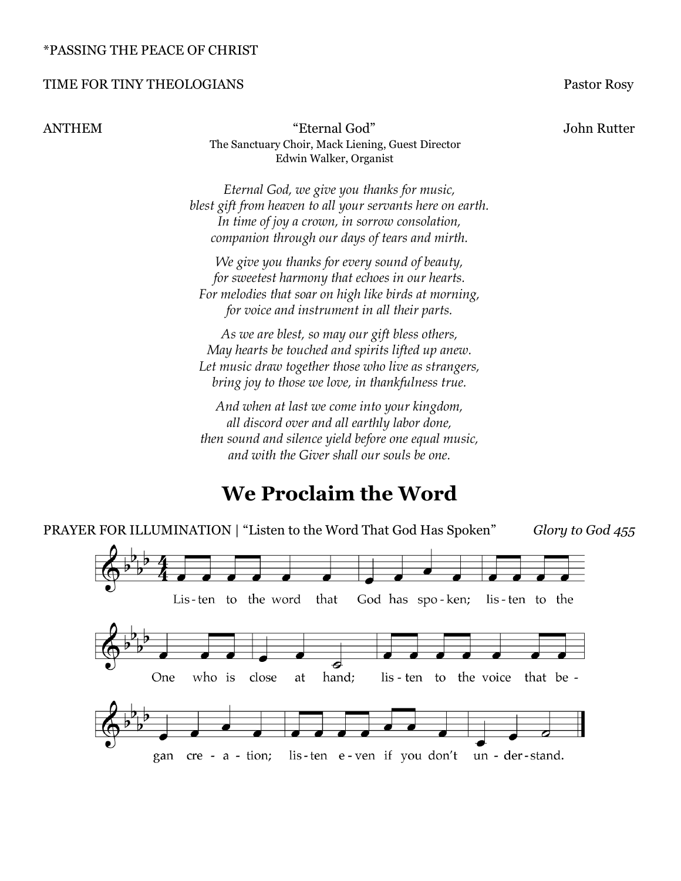*PASSING THE PEACE OF CHRIST

TIME FOR TINY THEOLOGIANS — Pastor Rosy

ANTHEM — "Eternal God" — John Rutter

The Sanctuary Choir, Mack Liening, Guest Director
Edwin Walker, Organist

*Eternal God, we give you thanks for music,*
*blest gift from heaven to all your servants here on earth.*
*In time of joy a crown, in sorrow consolation,*
*companion through our days of tears and mirth.*

*We give you thanks for every sound of beauty,*
*for sweetest harmony that echoes in our hearts.*
*For melodies that soar on high like birds at morning,*
*for voice and instrument in all their parts.*

*As we are blest, so may our gift bless others,*
*May hearts be touched and spirits lifted up anew.*
*Let music draw together those who live as strangers,*
*bring joy to those we love, in thankfulness true.*

*And when at last we come into your kingdom,*
*all discord over and all earthly labor done,*
*then sound and silence yield before one equal music,*
*and with the Giver shall our souls be one.*

## We Proclaim the Word

PRAYER FOR ILLUMINATION | "Listen to the Word That God Has Spoken" — *Glory to God 455*

Lis-ten to the word that God has spo-ken; lis-ten to the One who is close at hand; lis-ten to the voice that be-gan cre-a-tion; lis-ten e-ven if you don't un-der-stand.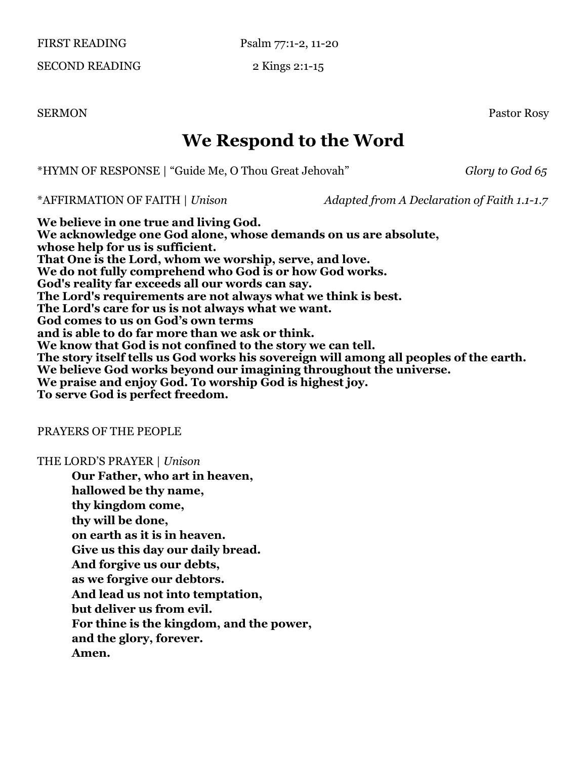FIRST READING Psalm 77:1-2, 11-20

SECOND READING 2 Kings 2:1-15

SERMON Pastor Rosy

# We Respond to the Word

*HYMN OF RESPONSE | "Guide Me, O Thou Great Jehovah" *Glory to God 65*

*AFFIRMATION OF FAITH | *Unison* *Adapted from A Declaration of Faith 1.1-1.7*

**We believe in one true and living God.**
**We acknowledge one God alone, whose demands on us are absolute,**
**whose help for us is sufficient.**
**That One is the Lord, whom we worship, serve, and love.**
**We do not fully comprehend who God is or how God works.**
**God's reality far exceeds all our words can say.**
**The Lord's requirements are not always what we think is best.**
**The Lord's care for us is not always what we want.**
**God comes to us on God's own terms**
**and is able to do far more than we ask or think.**
**We know that God is not confined to the story we can tell.**
**The story itself tells us God works his sovereign will among all peoples of the earth.**
**We believe God works beyond our imagining throughout the universe.**
**We praise and enjoy God. To worship God is highest joy.**
**To serve God is perfect freedom.**

PRAYERS OF THE PEOPLE

THE LORD'S PRAYER | *Unison*

**Our Father, who art in heaven,**
**hallowed be thy name,**
**thy kingdom come,**
**thy will be done,**
**on earth as it is in heaven.**
**Give us this day our daily bread.**
**And forgive us our debts,**
**as we forgive our debtors.**
**And lead us not into temptation,**
**but deliver us from evil.**
**For thine is the kingdom, and the power,**
**and the glory, forever.**
**Amen.**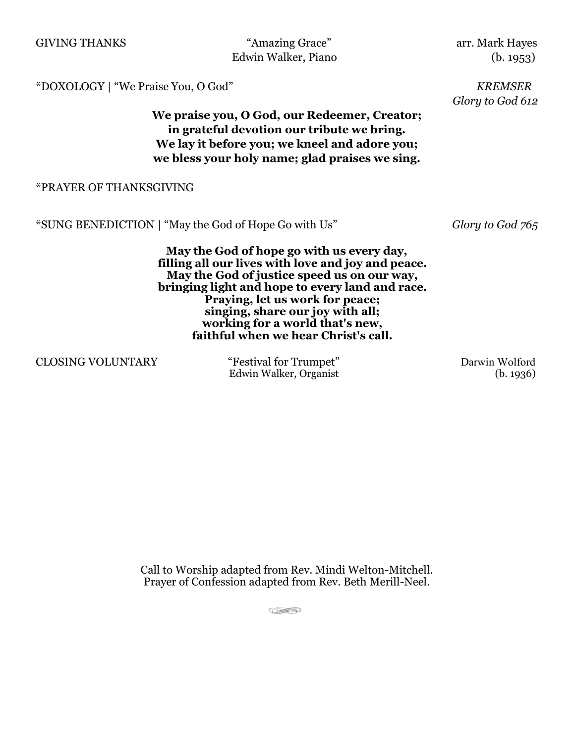GIVING THANKS "Amazing Grace" arr. Mark Hayes
Edwin Walker, Piano (b. 1953)

*DOXOLOGY | "We Praise You, O God" *KREMSER*
*Glory to God 612*

**We praise you, O God, our Redeemer, Creator;**
**in grateful devotion our tribute we bring.**
**We lay it before you; we kneel and adore you;**
**we bless your holy name; glad praises we sing.**

*PRAYER OF THANKSGIVING

*SUNG BENEDICTION | "May the God of Hope Go with Us" *Glory to God 765*

**May the God of hope go with us every day,**
**filling all our lives with love and joy and peace.**
**May the God of justice speed us on our way,**
**bringing light and hope to every land and race.**
**Praying, let us work for peace;**
**singing, share our joy with all;**
**working for a world that's new,**
**faithful when we hear Christ's call.**

CLOSING VOLUNTARY "Festival for Trumpet" Darwin Wolford
Edwin Walker, Organist (b. 1936)

Call to Worship adapted from Rev. Mindi Welton-Mitchell.
Prayer of Confession adapted from Rev. Beth Merill-Neel.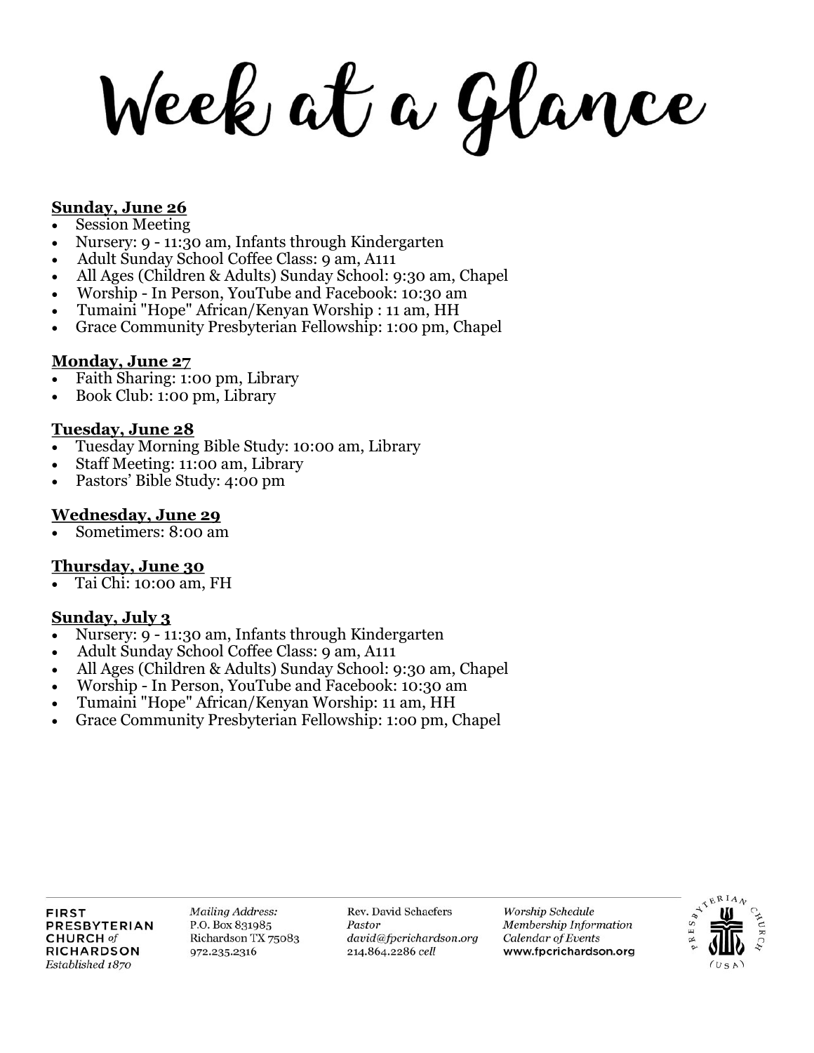# Week at a Glance

**Sunday, June 26**

- Session Meeting
- Nursery: 9 - 11:30 am, Infants through Kindergarten
- Adult Sunday School Coffee Class: 9 am, A111
- All Ages (Children & Adults) Sunday School: 9:30 am, Chapel
- Worship - In Person, YouTube and Facebook: 10:30 am
- Tumaini "Hope" African/Kenyan Worship : 11 am, HH
- Grace Community Presbyterian Fellowship: 1:00 pm, Chapel

**Monday, June 27**

- Faith Sharing: 1:00 pm, Library
- Book Club: 1:00 pm, Library

**Tuesday, June 28**

- Tuesday Morning Bible Study: 10:00 am, Library
- Staff Meeting: 11:00 am, Library
- Pastors' Bible Study: 4:00 pm

**Wednesday, June 29**

- Sometimers: 8:00 am

**Thursday, June 30**

- Tai Chi: 10:00 am, FH

**Sunday, July 3**

- Nursery: 9 - 11:30 am, Infants through Kindergarten
- Adult Sunday School Coffee Class: 9 am, A111
- All Ages (Children & Adults) Sunday School: 9:30 am, Chapel
- Worship - In Person, YouTube and Facebook: 10:30 am
- Tumaini "Hope" African/Kenyan Worship: 11 am, HH
- Grace Community Presbyterian Fellowship: 1:00 pm, Chapel

**FIRST PRESBYTERIAN CHURCH of RICHARDSON**
*Established 1870*

*Mailing Address:*
P.O. Box 831985
Richardson TX 75083
972.235.2316

Rev. David Schaefers
*Pastor*
*david@fpcrichardson.org*
214.864.2286 *cell*

*Worship Schedule*
*Membership Information*
*Calendar of Events*
**www.fpcrichardson.org**